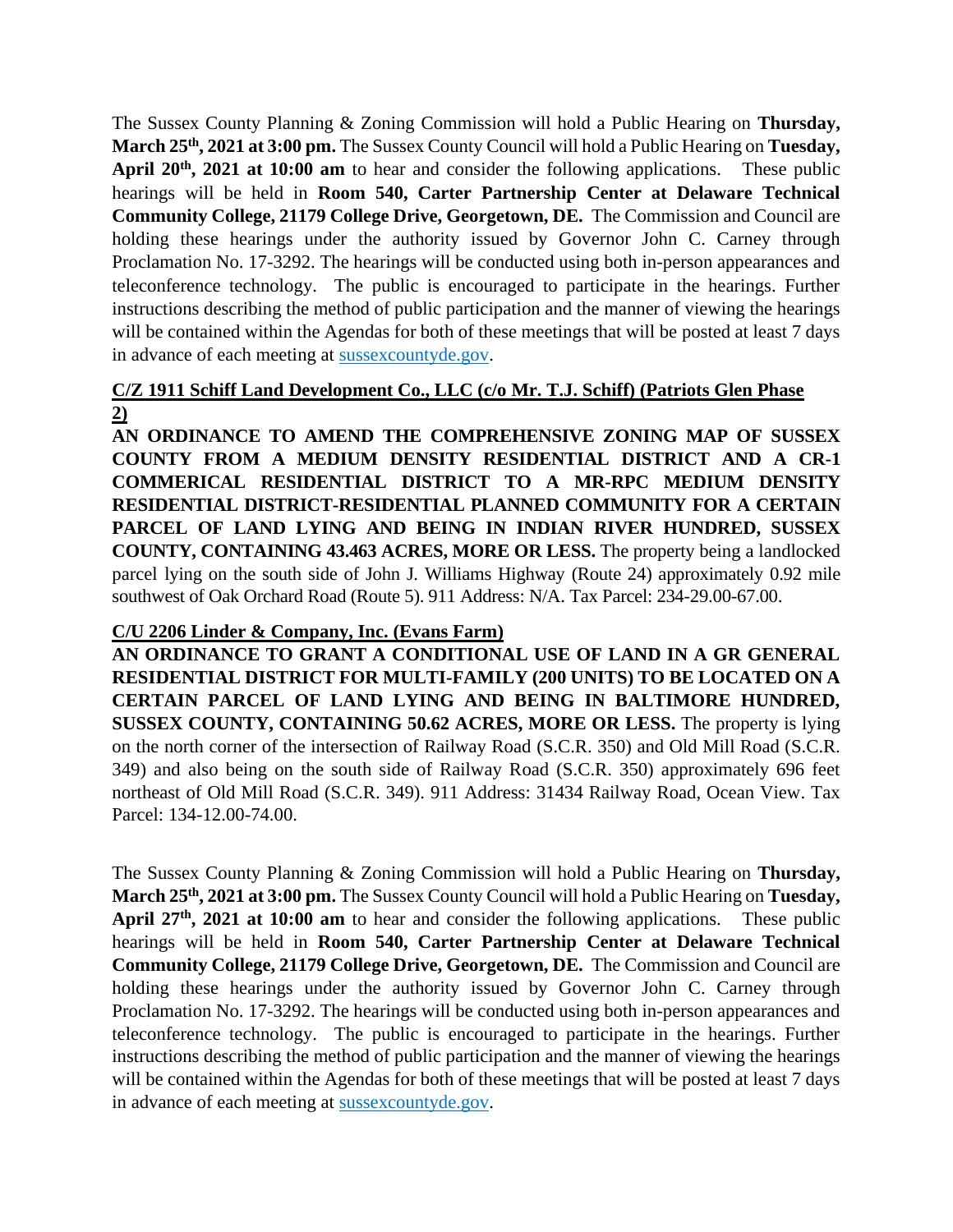The Sussex County Planning & Zoning Commission will hold a Public Hearing on **Thursday, March 25th, 2021 at 3:00 pm.** The Sussex County Council will hold a Public Hearing on **Tuesday, April 20th, 2021 at 10:00 am** to hear and consider the following applications. These public hearings will be held in **Room 540, Carter Partnership Center at Delaware Technical Community College, 21179 College Drive, Georgetown, DE.** The Commission and Council are holding these hearings under the authority issued by Governor John C. Carney through Proclamation No. 17-3292. The hearings will be conducted using both in-person appearances and teleconference technology. The public is encouraged to participate in the hearings. Further instructions describing the method of public participation and the manner of viewing the hearings will be contained within the Agendas for both of these meetings that will be posted at least 7 days in advance of each meeting at sussexcountyde.gov.

**C/Z 1911 Schiff Land Development Co., LLC (c/o Mr. T.J. Schiff) (Patriots Glen Phase 2)**

**AN ORDINANCE TO AMEND THE COMPREHENSIVE ZONING MAP OF SUSSEX COUNTY FROM A MEDIUM DENSITY RESIDENTIAL DISTRICT AND A CR-1 COMMERICAL RESIDENTIAL DISTRICT TO A MR-RPC MEDIUM DENSITY RESIDENTIAL DISTRICT-RESIDENTIAL PLANNED COMMUNITY FOR A CERTAIN PARCEL OF LAND LYING AND BEING IN INDIAN RIVER HUNDRED, SUSSEX COUNTY, CONTAINING 43.463 ACRES, MORE OR LESS.** The property being a landlocked parcel lying on the south side of John J. Williams Highway (Route 24) approximately 0.92 mile southwest of Oak Orchard Road (Route 5). 911 Address: N/A. Tax Parcel: 234-29.00-67.00.

**C/U 2206 Linder & Company, Inc. (Evans Farm)**

**AN ORDINANCE TO GRANT A CONDITIONAL USE OF LAND IN A GR GENERAL RESIDENTIAL DISTRICT FOR MULTI-FAMILY (200 UNITS) TO BE LOCATED ON A CERTAIN PARCEL OF LAND LYING AND BEING IN BALTIMORE HUNDRED, SUSSEX COUNTY, CONTAINING 50.62 ACRES, MORE OR LESS.** The property is lying on the north corner of the intersection of Railway Road (S.C.R. 350) and Old Mill Road (S.C.R. 349) and also being on the south side of Railway Road (S.C.R. 350) approximately 696 feet northeast of Old Mill Road (S.C.R. 349). 911 Address: 31434 Railway Road, Ocean View. Tax Parcel: 134-12.00-74.00.

The Sussex County Planning & Zoning Commission will hold a Public Hearing on **Thursday, March 25th, 2021 at 3:00 pm.** The Sussex County Council will hold a Public Hearing on **Tuesday, April 27th, 2021 at 10:00 am** to hear and consider the following applications. These public hearings will be held in **Room 540, Carter Partnership Center at Delaware Technical Community College, 21179 College Drive, Georgetown, DE.** The Commission and Council are holding these hearings under the authority issued by Governor John C. Carney through Proclamation No. 17-3292. The hearings will be conducted using both in-person appearances and teleconference technology. The public is encouraged to participate in the hearings. Further instructions describing the method of public participation and the manner of viewing the hearings will be contained within the Agendas for both of these meetings that will be posted at least 7 days in advance of each meeting at sussexcountyde.gov.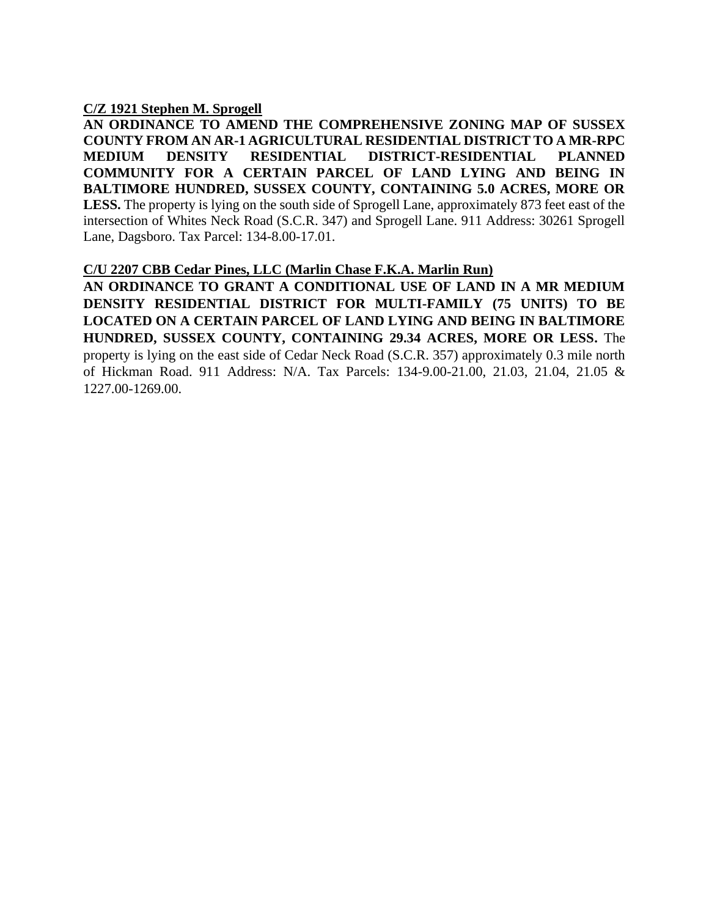**C/Z 1921 Stephen M. Sprogell**

**AN ORDINANCE TO AMEND THE COMPREHENSIVE ZONING MAP OF SUSSEX COUNTY FROM AN AR-1 AGRICULTURAL RESIDENTIAL DISTRICT TO A MR-RPC MEDIUM DENSITY RESIDENTIAL DISTRICT-RESIDENTIAL PLANNED COMMUNITY FOR A CERTAIN PARCEL OF LAND LYING AND BEING IN BALTIMORE HUNDRED, SUSSEX COUNTY, CONTAINING 5.0 ACRES, MORE OR LESS.** The property is lying on the south side of Sprogell Lane, approximately 873 feet east of the intersection of Whites Neck Road (S.C.R. 347) and Sprogell Lane. 911 Address: 30261 Sprogell Lane, Dagsboro. Tax Parcel: 134-8.00-17.01.

**C/U 2207 CBB Cedar Pines, LLC (Marlin Chase F.K.A. Marlin Run)**

**AN ORDINANCE TO GRANT A CONDITIONAL USE OF LAND IN A MR MEDIUM DENSITY RESIDENTIAL DISTRICT FOR MULTI-FAMILY (75 UNITS) TO BE LOCATED ON A CERTAIN PARCEL OF LAND LYING AND BEING IN BALTIMORE HUNDRED, SUSSEX COUNTY, CONTAINING 29.34 ACRES, MORE OR LESS.** The property is lying on the east side of Cedar Neck Road (S.C.R. 357) approximately 0.3 mile north of Hickman Road. 911 Address: N/A. Tax Parcels: 134-9.00-21.00, 21.03, 21.04, 21.05 & 1227.00-1269.00.